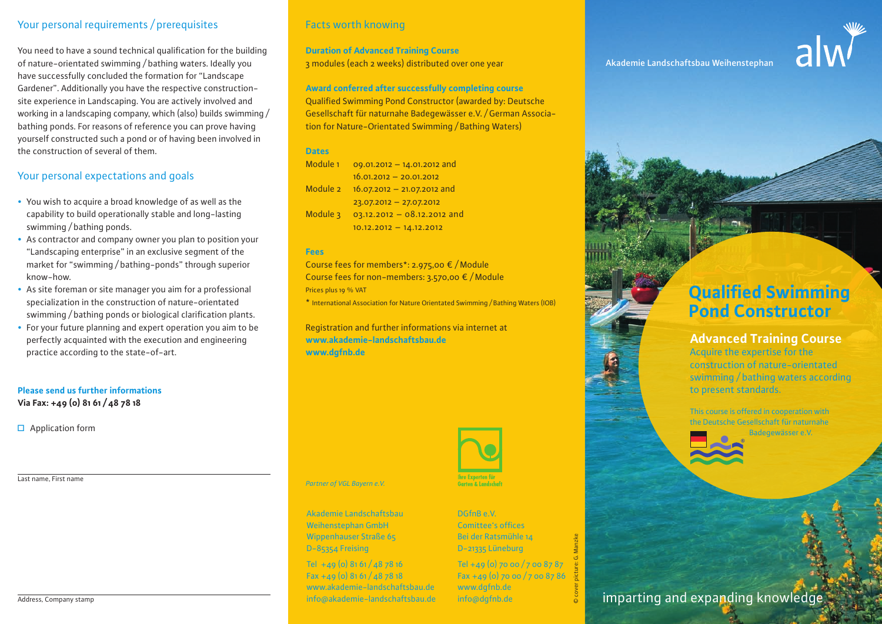## Your personal requirements / prerequisites

You need to have a sound technical qualification for the building of nature-orientated swimming / bathing waters. Ideally you have successfully concluded the formation for "Landscape Gardener". Additionally you have the respective construction-site experience in Landscaping. You are actively involved and working in a landscaping company, which (also) builds swimming / bathing ponds. For reasons of reference you can prove having yourself constructed such a pond or of having been involved in the construction of several of them.

## Your personal expectations and goals

- You wish to acquire a broad knowledge of as well as the capability to build operationally stable and long-lasting swimming / bathing ponds.
- As contractor and company owner you plan to position your "Landscaping enterprise" in an exclusive segment of the market for "swimming / bathing-ponds" through superior know-how.
- As site foreman or site manager you aim for a professional specialization in the construction of nature-orientated swimming / bathing ponds or biological clarification plants.
- For your future planning and expert operation you aim to be perfectly acquainted with the execution and engineering practice according to the state-of-art.

**Please send us further informations**
**Via Fax: +49 (0) 81 61 / 48 78 18**

☐ Application form

Last name, First name

Address, Company stamp

## Facts worth knowing

**Duration of Advanced Training Course**
3 modules (each 2 weeks) distributed over one year

**Award conferred after successfully completing course**
Qualified Swimming Pond Constructor (awarded by: Deutsche Gesellschaft für naturnahe Badegewässer e.V. / German Association for Nature-Orientated Swimming / Bathing Waters)

**Dates**

| | |
|---|---|
| Module 1 | 09.01.2012 – 14.01.2012 and 16.01.2012 – 20.01.2012 |
| Module 2 | 16.07.2012 – 21.07.2012 and 23.07.2012 – 27.07.2012 |
| Module 3 | 03.12.2012 – 08.12.2012 and 10.12.2012 – 14.12.2012 |

**Fees**
Course fees for members*: 2.975,00 € / Module
Course fees for non-members: 3.570,00 € / Module
Prices plus 19 % VAT
* International Association for Nature Orientated Swimming / Bathing Waters (IOB)

Registration and further informations via internet at
**www.akademie-landschaftsbau.de**
**www.dgfnb.de**

*Partner of VGL Bayern e.V.*

Ihre Experten für Garten & Landschaft

Akademie Landschaftsbau Weihenstephan GmbH
Wippenhauser Straße 65
D-85354 Freising
Tel +49 (0) 81 61 / 48 78 16
Fax +49 (0) 81 61 / 48 78 18
www.akademie-landschaftsbau.de
info@akademie-landschaftsbau.de

DGfnB e.V.
Comittee's offices
Bei der Ratsmühle 14
D-21335 Lüneburg
Tel +49 (0) 70 00 / 7 00 87 87
Fax +49 (0) 70 00 / 7 00 87 86
www.dgfnb.de
info@dgfnb.de

© cover picture: G. Manzke

Akademie Landschaftsbau Weihenstephan

alw

# Qualified Swimming Pond Constructor

## Advanced Training Course

Acquire the expertise for the construction of nature-orientated swimming / bathing waters according to present standards.

This course is offered in cooperation with the Deutsche Gesellschaft für naturnahe Badegewässer e.V.

imparting and expanding knowledge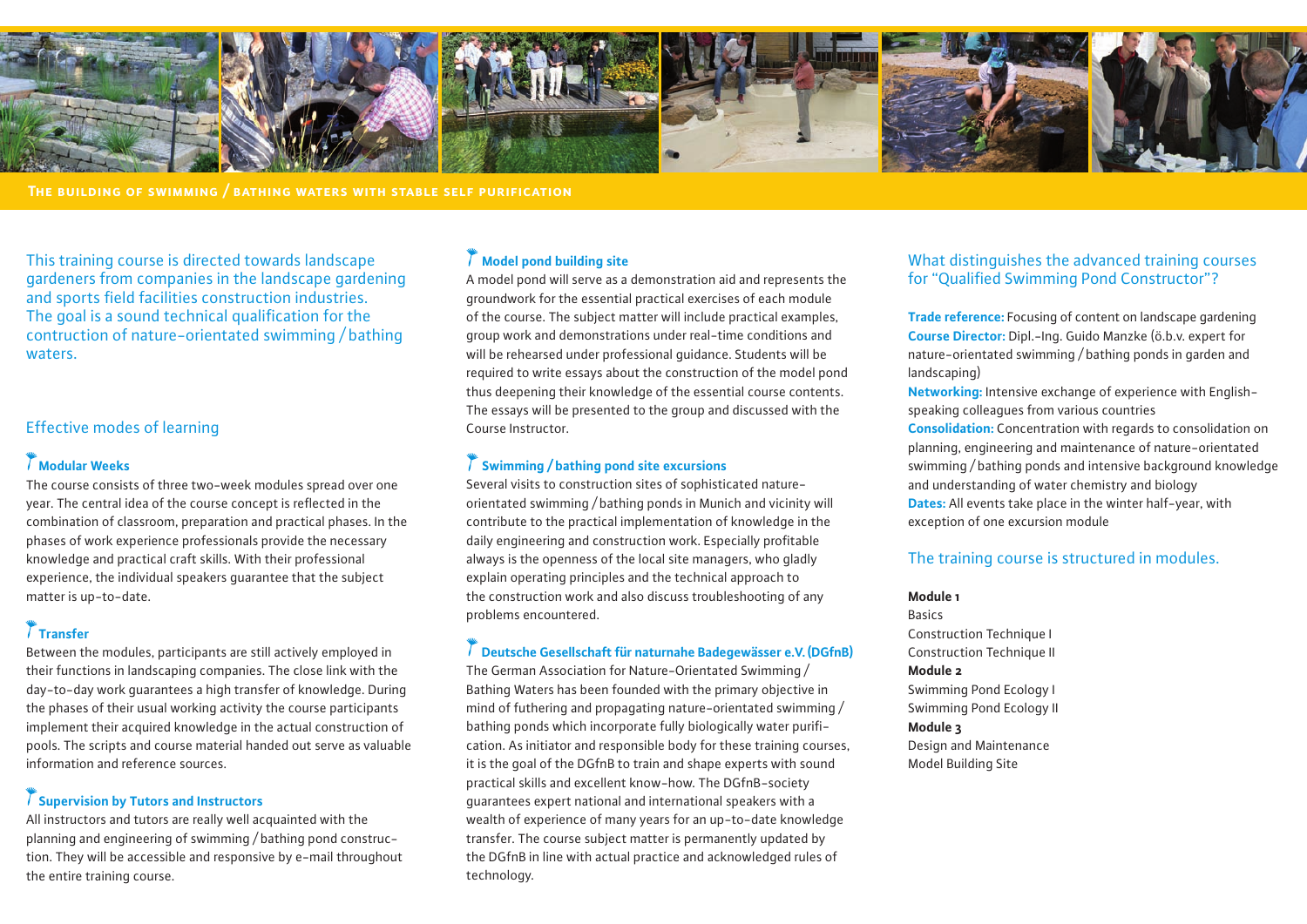## The building of swimming / bathing waters with stable self purification

This training course is directed towards landscape gardeners from companies in the landscape gardening and sports field facilities construction industries. The goal is a sound technical qualification for the contruction of nature-orientated swimming / bathing waters.

### Effective modes of learning

#### Modular Weeks

The course consists of three two-week modules spread over one year. The central idea of the course concept is reflected in the combination of classroom, preparation and practical phases. In the phases of work experience professionals provide the necessary knowledge and practical craft skills. With their professional experience, the individual speakers guarantee that the subject matter is up-to-date.

#### Transfer

Between the modules, participants are still actively employed in their functions in landscaping companies. The close link with the day-to-day work guarantees a high transfer of knowledge. During the phases of their usual working activity the course participants implement their acquired knowledge in the actual construction of pools. The scripts and course material handed out serve as valuable information and reference sources.

#### Supervision by Tutors and Instructors

All instructors and tutors are really well acquainted with the planning and engineering of swimming / bathing pond construction. They will be accessible and responsive by e-mail throughout the entire training course.

#### Model pond building site

A model pond will serve as a demonstration aid and represents the groundwork for the essential practical exercises of each module of the course. The subject matter will include practical examples, group work and demonstrations under real-time conditions and will be rehearsed under professional guidance. Students will be required to write essays about the construction of the model pond thus deepening their knowledge of the essential course contents. The essays will be presented to the group and discussed with the Course Instructor.

#### Swimming / bathing pond site excursions

Several visits to construction sites of sophisticated nature-orientated swimming / bathing ponds in Munich and vicinity will contribute to the practical implementation of knowledge in the daily engineering and construction work. Especially profitable always is the openness of the local site managers, who gladly explain operating principles and the technical approach to the construction work and also discuss troubleshooting of any problems encountered.

#### Deutsche Gesellschaft für naturnahe Badegewässer e.V. (DGfnB)

The German Association for Nature-Orientated Swimming / Bathing Waters has been founded with the primary objective in mind of futhering and propagating nature-orientated swimming / bathing ponds which incorporate fully biologically water purification. As initiator and responsible body for these training courses, it is the goal of the DGfnB to train and shape experts with sound practical skills and excellent know-how. The DGfnB-society guarantees expert national and international speakers with a wealth of experience of many years for an up-to-date knowledge transfer. The course subject matter is permanently updated by the DGfnB in line with actual practice and acknowledged rules of technology.

### What distinguishes the advanced training courses for "Qualified Swimming Pond Constructor"?

**Trade reference:** Focusing of content on landscape gardening
**Course Director:** Dipl.-Ing. Guido Manzke (ö.b.v. expert for nature-orientated swimming / bathing ponds in garden and landscaping)
**Networking:** Intensive exchange of experience with English-speaking colleagues from various countries
**Consolidation:** Concentration with regards to consolidation on planning, engineering and maintenance of nature-orientated swimming / bathing ponds and intensive background knowledge and understanding of water chemistry and biology
**Dates:** All events take place in the winter half-year, with exception of one excursion module

### The training course is structured in modules.

**Module 1**
Basics
Construction Technique I
Construction Technique II

**Module 2**
Swimming Pond Ecology I
Swimming Pond Ecology II

**Module 3**
Design and Maintenance
Model Building Site